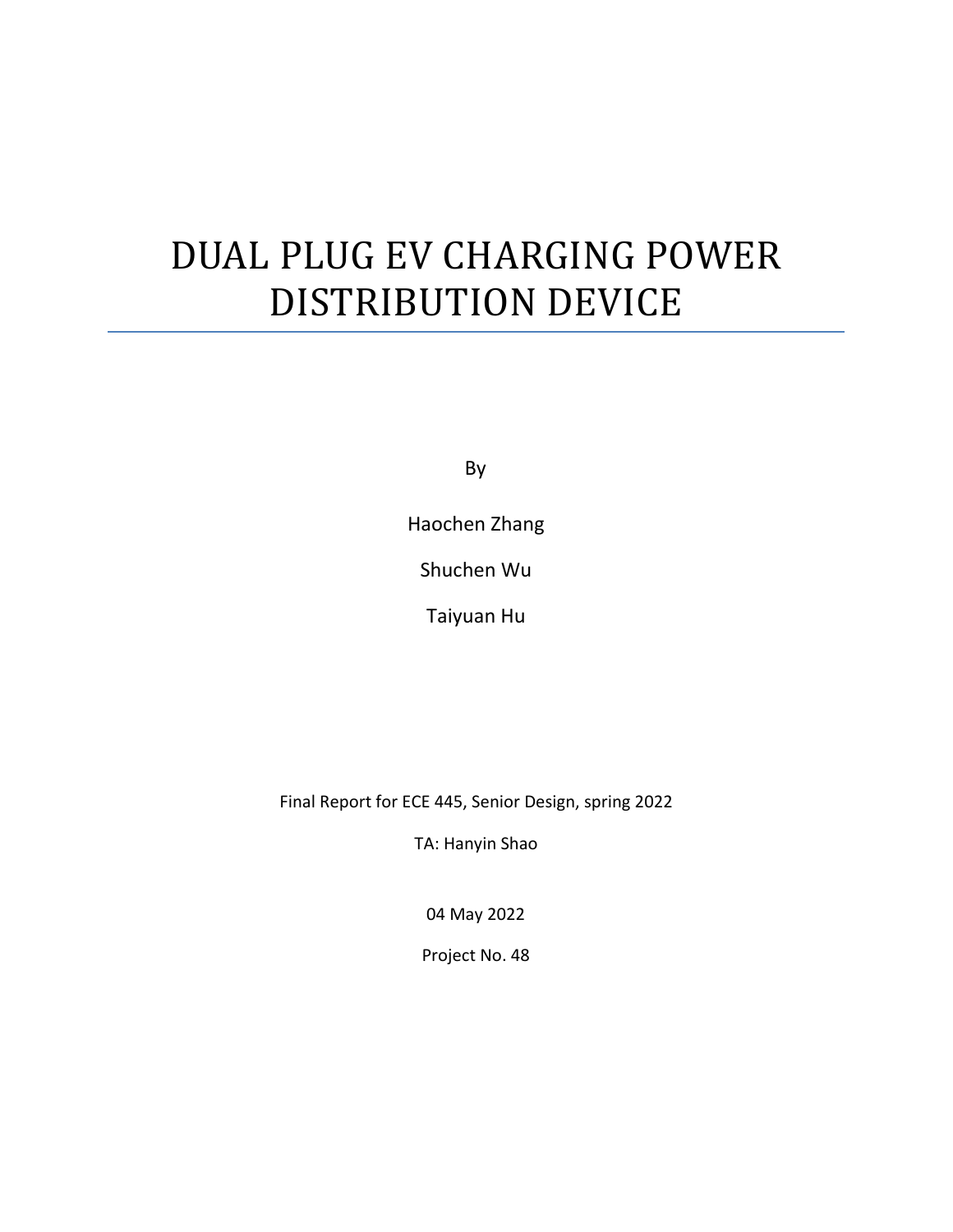# DUAL PLUG EV CHARGING POWER DISTRIBUTION DEVICE

By

Haochen Zhang

Shuchen Wu

Taiyuan Hu

Final Report for ECE 445, Senior Design, spring 2022

TA: Hanyin Shao

04 May 2022

Project No. 48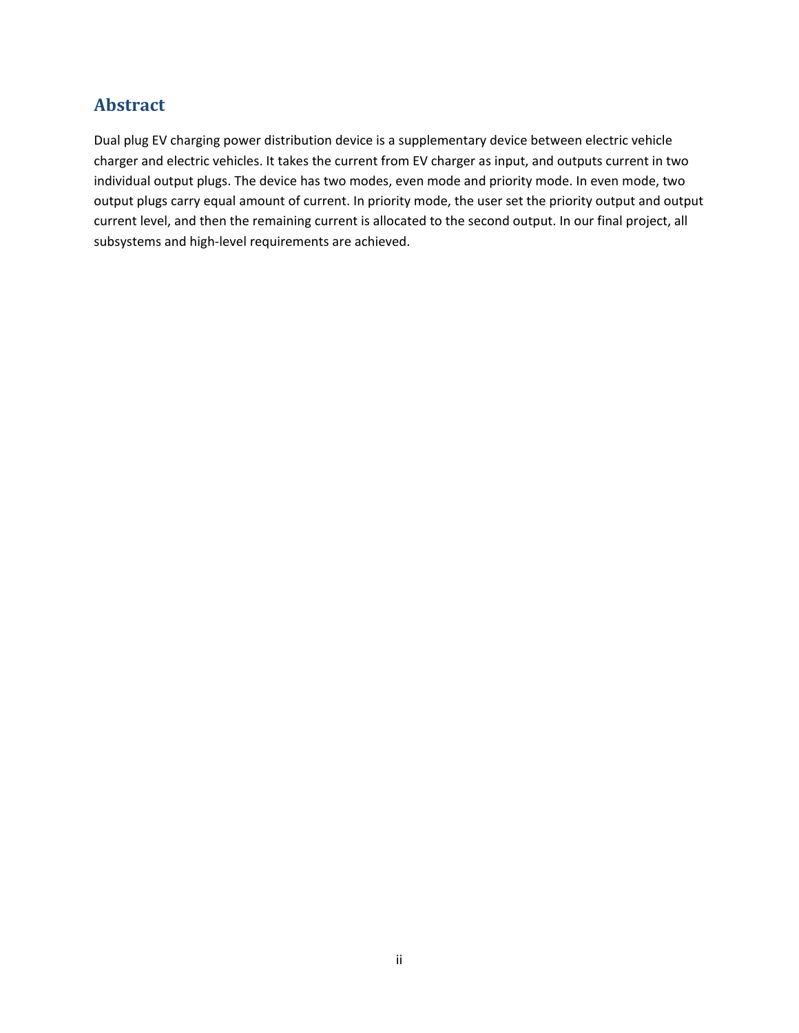## Abstract

Dual plug EV charging power distribution device is a supplementary device between electric vehicle charger and electric vehicles. It takes the current from EV charger as input, and outputs current in two individual output plugs. The device has two modes, even mode and priority mode. In even mode, two output plugs carry equal amount of current. In priority mode, the user set the priority output and output current level, and then the remaining current is allocated to the second output. In our final project, all subsystems and high-level requirements are achieved.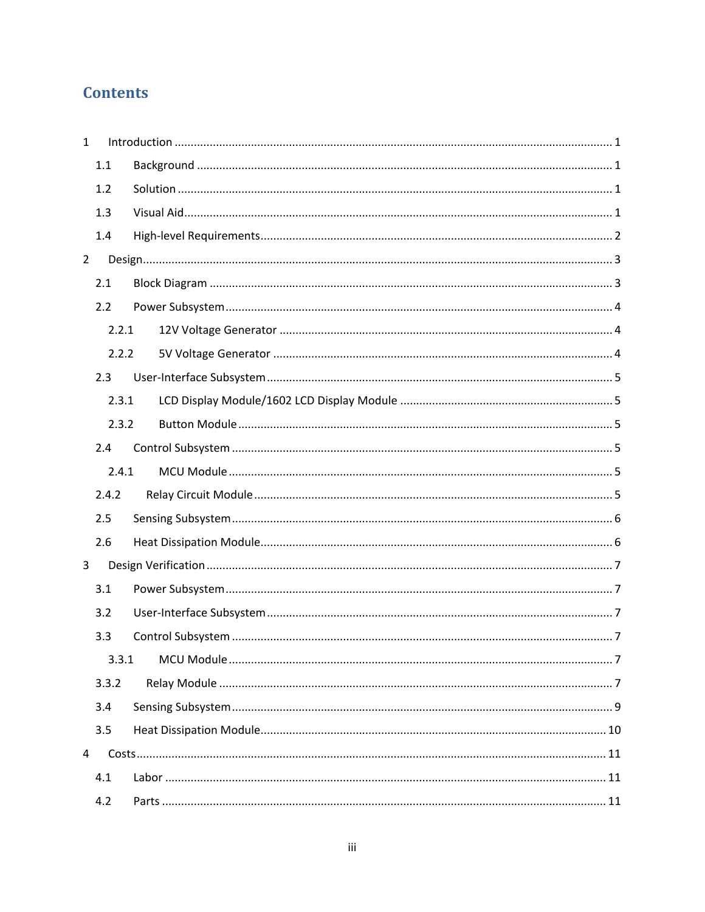# Contents

1 Introduction ........................................................................................................................ 1

  1.1 Background ................................................................................................................. 1

  1.2 Solution ...................................................................................................................... 1

  1.3 Visual Aid ................................................................................................................... 1

  1.4 High-level Requirements ............................................................................................. 2

2 Design ................................................................................................................................ 3

  2.1 Block Diagram ............................................................................................................ 3

  2.2 Power Subsystem ........................................................................................................ 4

    2.2.1 12V Voltage Generator ........................................................................................... 4

    2.2.2 5V Voltage Generator ............................................................................................. 4

  2.3 User-Interface Subsystem ........................................................................................... 5

    2.3.1 LCD Display Module/1602 LCD Display Module .................................................. 5

    2.3.2 Button Module ....................................................................................................... 5

  2.4 Control Subsystem ...................................................................................................... 5

    2.4.1 MCU Module .......................................................................................................... 5

  2.4.2 Relay Circuit Module ................................................................................................ 5

  2.5 Sensing Subsystem ..................................................................................................... 6

  2.6 Heat Dissipation Module ............................................................................................. 6

3 Design Verification ............................................................................................................. 7

  3.1 Power Subsystem ........................................................................................................ 7

  3.2 User-Interface Subsystem ........................................................................................... 7

  3.3 Control Subsystem ...................................................................................................... 7

    3.3.1 MCU Module .......................................................................................................... 7

  3.3.2 Relay Module ............................................................................................................ 7

  3.4 Sensing Subsystem ..................................................................................................... 9

  3.5 Heat Dissipation Module ............................................................................................. 10

4 Costs .................................................................................................................................. 11

  4.1 Labor ......................................................................................................................... 11

  4.2 Parts .......................................................................................................................... 11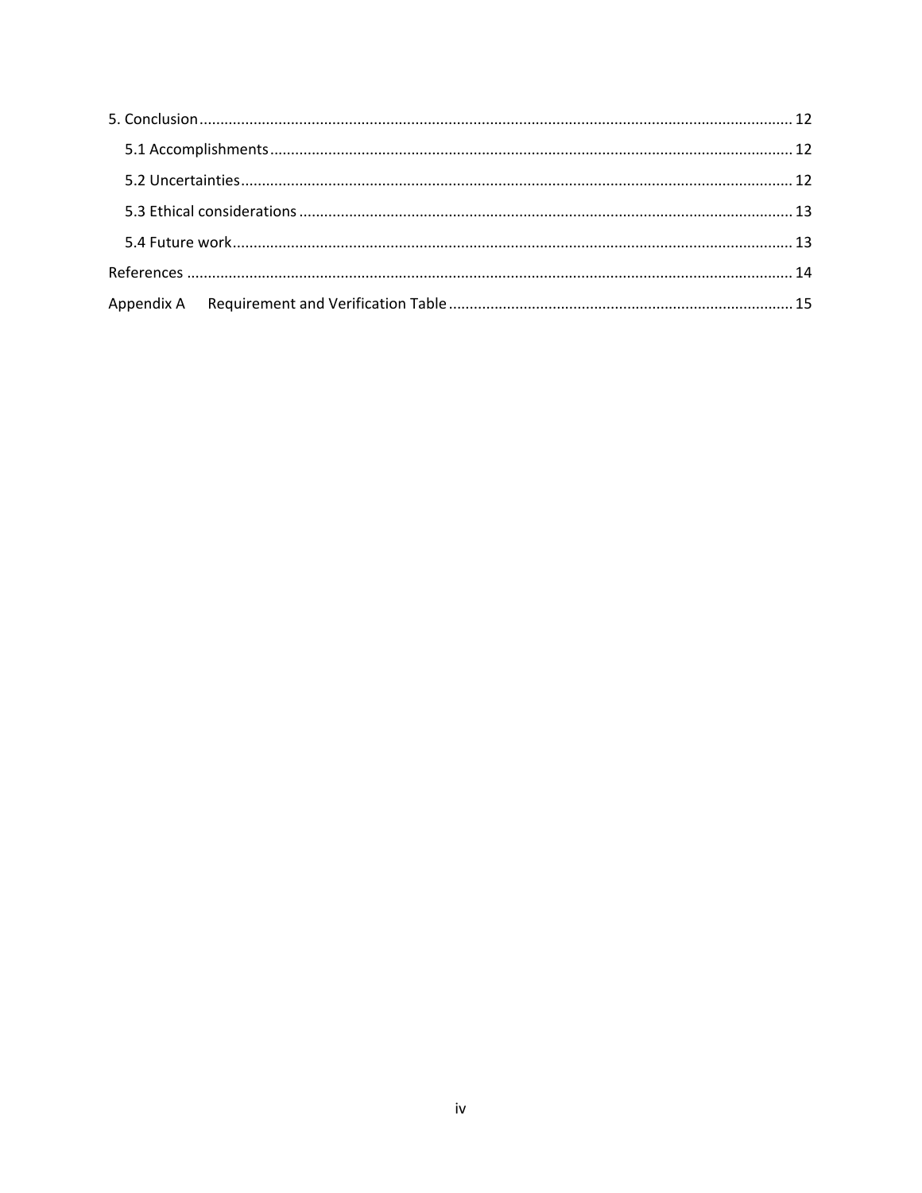5. Conclusion .......... 12

- 5.1 Accomplishments .......... 12
- 5.2 Uncertainties .......... 12
- 5.3 Ethical considerations .......... 13
- 5.4 Future work .......... 13

References .......... 14

Appendix A Requirement and Verification Table .......... 15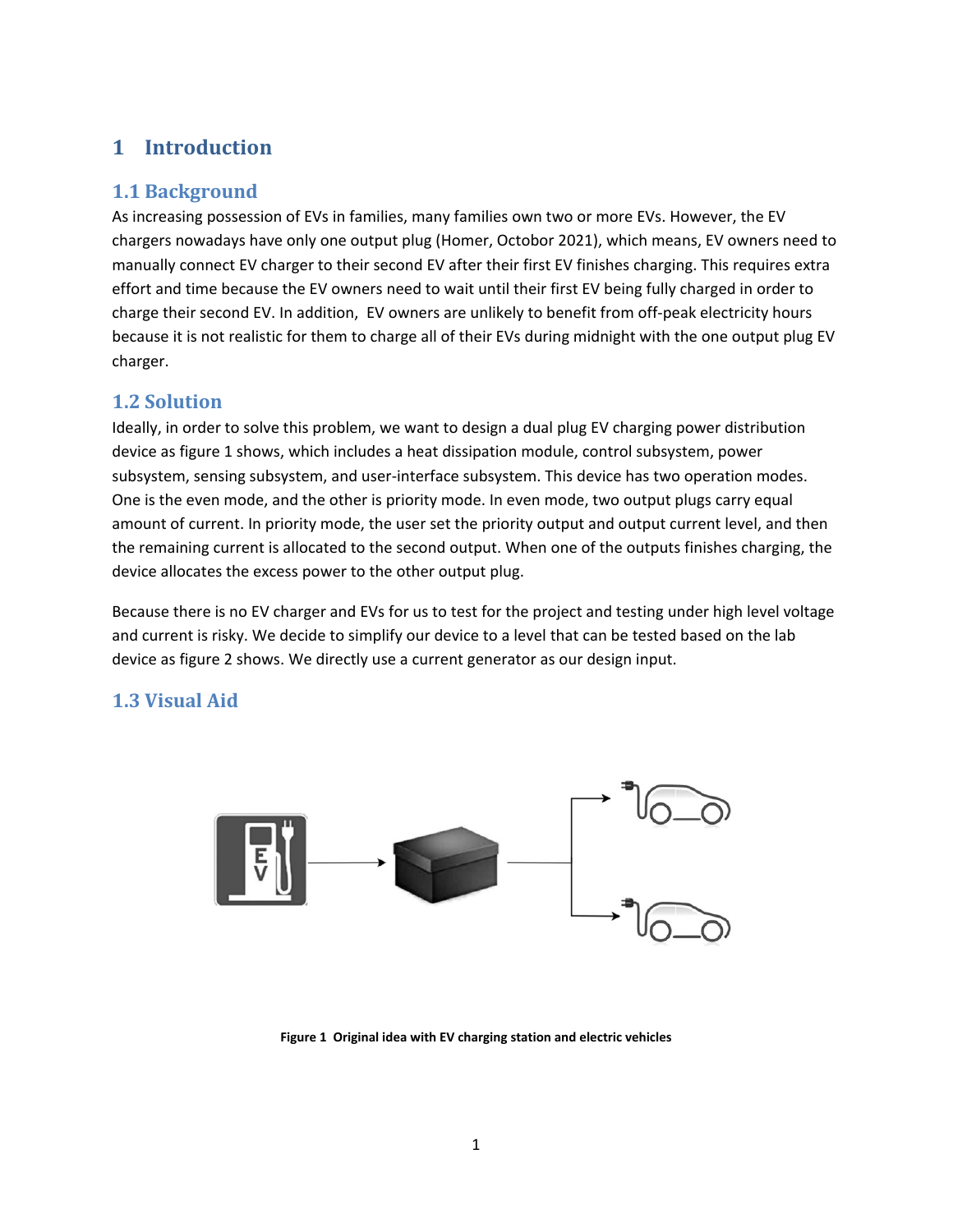# 1 Introduction

## 1.1 Background

As increasing possession of EVs in families, many families own two or more EVs. However, the EV chargers nowadays have only one output plug (Homer, Octobor 2021), which means, EV owners need to manually connect EV charger to their second EV after their first EV finishes charging. This requires extra effort and time because the EV owners need to wait until their first EV being fully charged in order to charge their second EV. In addition, EV owners are unlikely to benefit from off-peak electricity hours because it is not realistic for them to charge all of their EVs during midnight with the one output plug EV charger.

## 1.2 Solution

Ideally, in order to solve this problem, we want to design a dual plug EV charging power distribution device as figure 1 shows, which includes a heat dissipation module, control subsystem, power subsystem, sensing subsystem, and user-interface subsystem. This device has two operation modes. One is the even mode, and the other is priority mode. In even mode, two output plugs carry equal amount of current. In priority mode, the user set the priority output and output current level, and then the remaining current is allocated to the second output. When one of the outputs finishes charging, the device allocates the excess power to the other output plug.

Because there is no EV charger and EVs for us to test for the project and testing under high level voltage and current is risky. We decide to simplify our device to a level that can be tested based on the lab device as figure 2 shows. We directly use a current generator as our design input.

## 1.3 Visual Aid

**Figure 1 Original idea with EV charging station and electric vehicles**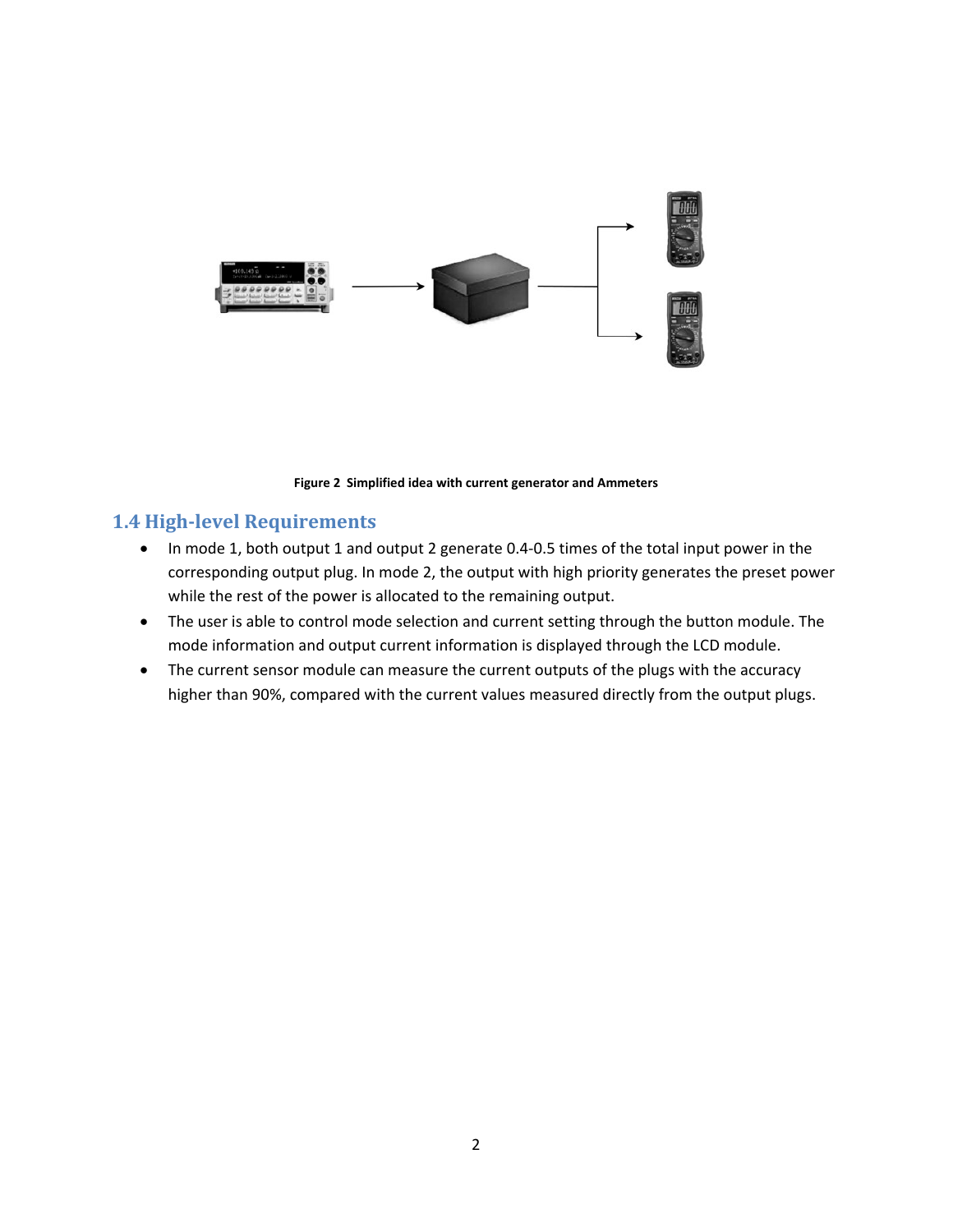Figure 2  Simplified idea with current generator and Ammeters

## 1.4 High-level Requirements

- In mode 1, both output 1 and output 2 generate 0.4-0.5 times of the total input power in the corresponding output plug. In mode 2, the output with high priority generates the preset power while the rest of the power is allocated to the remaining output.
- The user is able to control mode selection and current setting through the button module. The mode information and output current information is displayed through the LCD module.
- The current sensor module can measure the current outputs of the plugs with the accuracy higher than 90%, compared with the current values measured directly from the output plugs.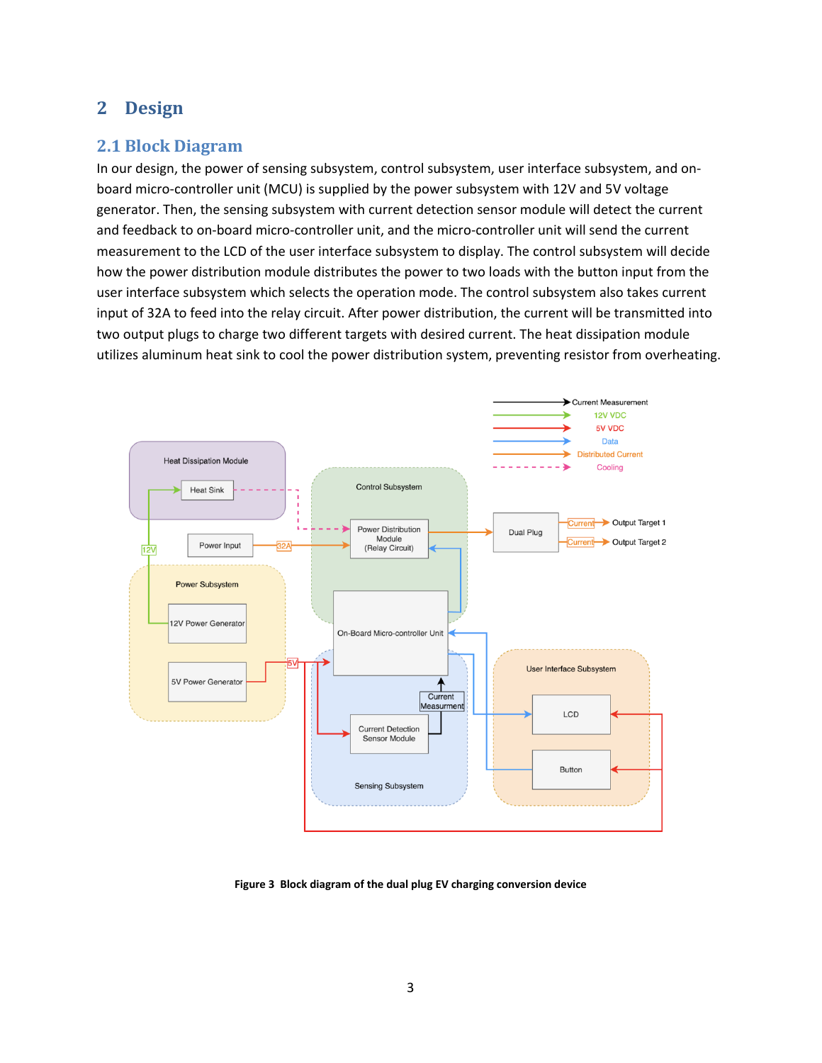# 2 Design

## 2.1 Block Diagram

In our design, the power of sensing subsystem, control subsystem, user interface subsystem, and on-board micro-controller unit (MCU) is supplied by the power subsystem with 12V and 5V voltage generator. Then, the sensing subsystem with current detection sensor module will detect the current and feedback to on-board micro-controller unit, and the micro-controller unit will send the current measurement to the LCD of the user interface subsystem to display. The control subsystem will decide how the power distribution module distributes the power to two loads with the button input from the user interface subsystem which selects the operation mode. The control subsystem also takes current input of 32A to feed into the relay circuit. After power distribution, the current will be transmitted into two output plugs to charge two different targets with desired current. The heat dissipation module utilizes aluminum heat sink to cool the power distribution system, preventing resistor from overheating.

**Figure 3 Block diagram of the dual plug EV charging conversion device**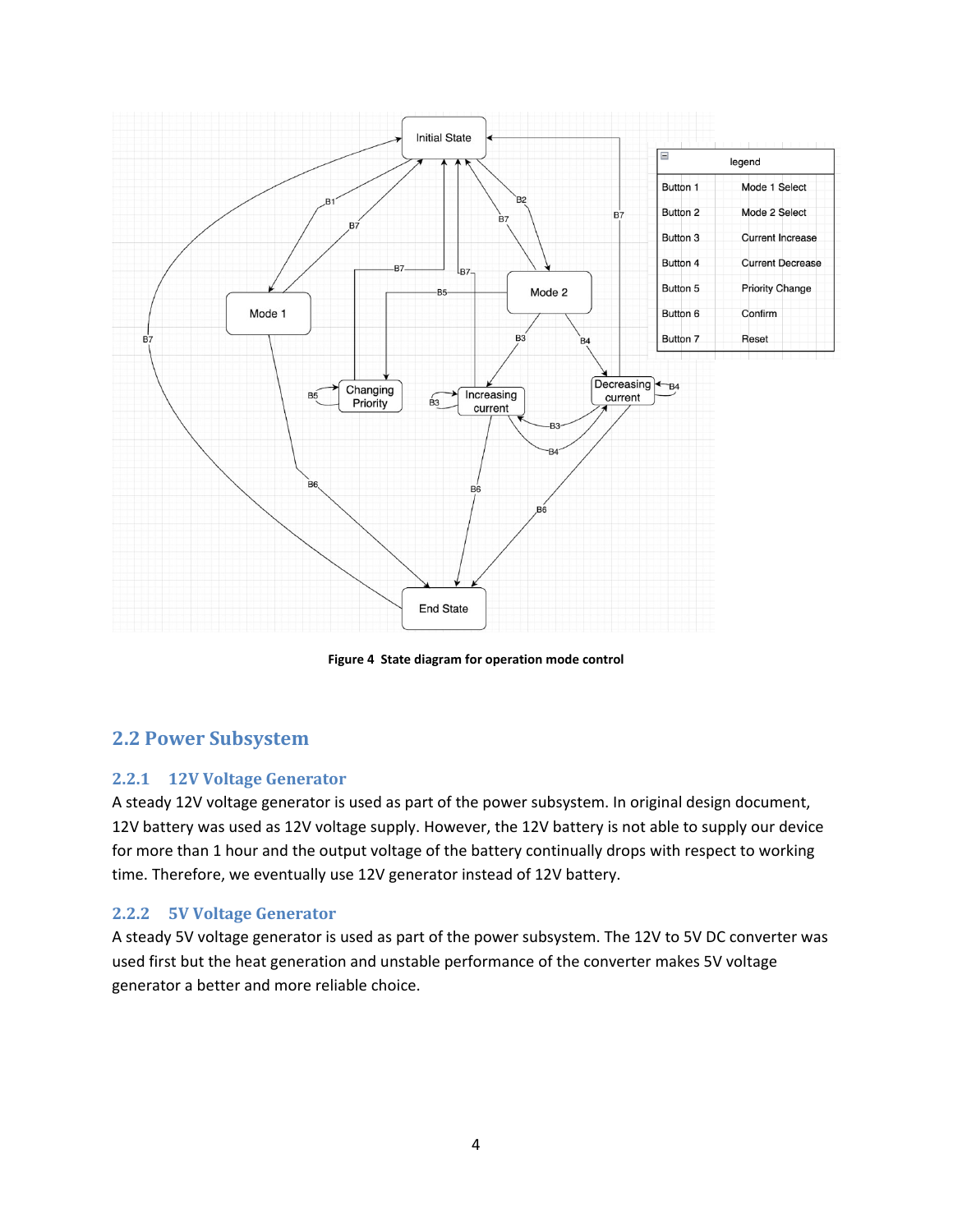| legend | |
|---|---|
| Button 1 | Mode 1 Select |
| Button 2 | Mode 2 Select |
| Button 3 | Current Increase |
| Button 4 | Current Decrease |
| Button 5 | Priority Change |
| Button 6 | Confirm |
| Button 7 | Reset |

**Figure 4 State diagram for operation mode control**

## 2.2 Power Subsystem

### 2.2.1 12V Voltage Generator

A steady 12V voltage generator is used as part of the power subsystem. In original design document, 12V battery was used as 12V voltage supply. However, the 12V battery is not able to supply our device for more than 1 hour and the output voltage of the battery continually drops with respect to working time. Therefore, we eventually use 12V generator instead of 12V battery.

### 2.2.2 5V Voltage Generator

A steady 5V voltage generator is used as part of the power subsystem. The 12V to 5V DC converter was used first but the heat generation and unstable performance of the converter makes 5V voltage generator a better and more reliable choice.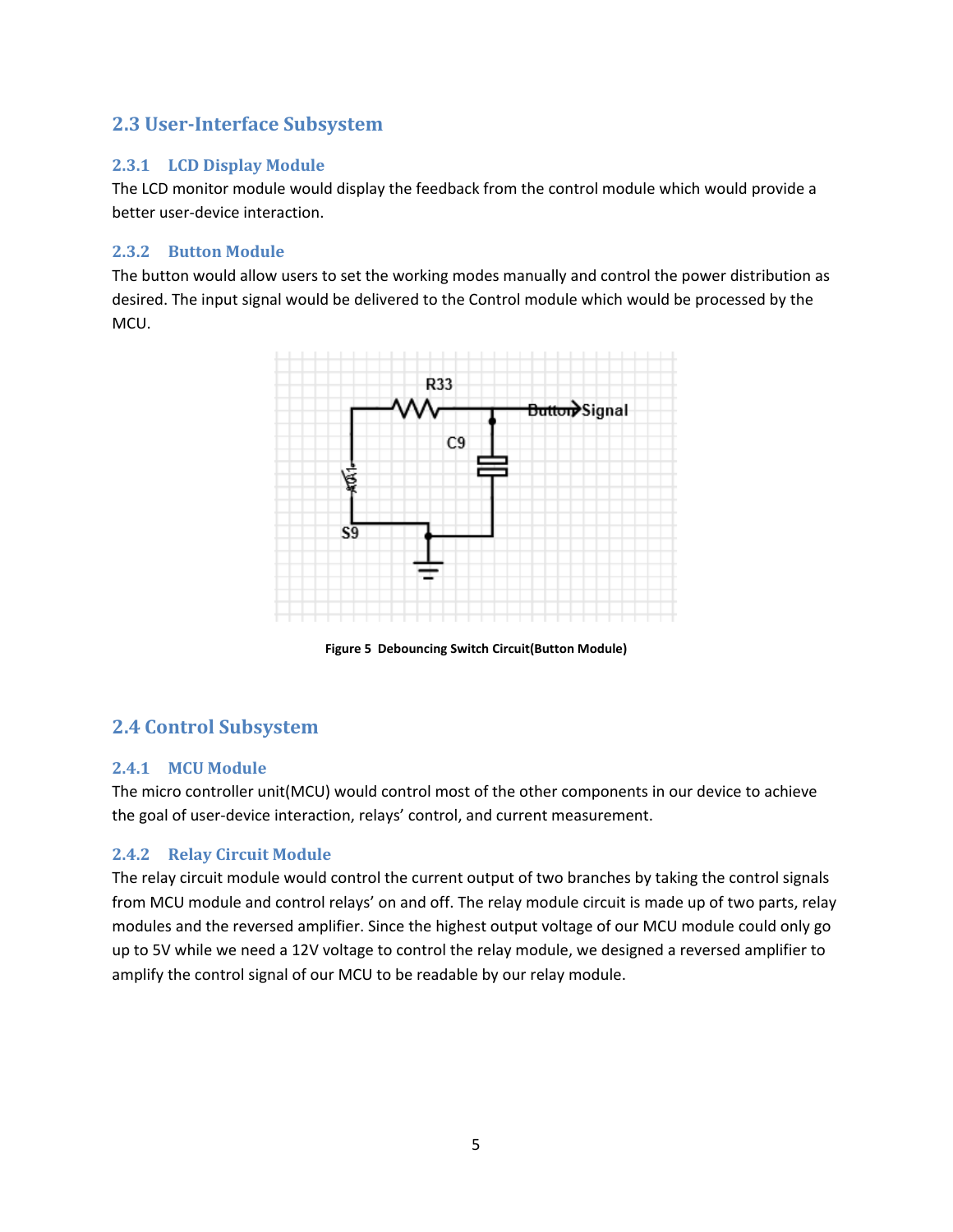## 2.3 User-Interface Subsystem

### 2.3.1 LCD Display Module

The LCD monitor module would display the feedback from the control module which would provide a better user-device interaction.

### 2.3.2 Button Module

The button would allow users to set the working modes manually and control the power distribution as desired. The input signal would be delivered to the Control module which would be processed by the MCU.

**Figure 5 Debouncing Switch Circuit(Button Module)**

## 2.4 Control Subsystem

### 2.4.1 MCU Module

The micro controller unit(MCU) would control most of the other components in our device to achieve the goal of user-device interaction, relays' control, and current measurement.

### 2.4.2 Relay Circuit Module

The relay circuit module would control the current output of two branches by taking the control signals from MCU module and control relays' on and off. The relay module circuit is made up of two parts, relay modules and the reversed amplifier. Since the highest output voltage of our MCU module could only go up to 5V while we need a 12V voltage to control the relay module, we designed a reversed amplifier to amplify the control signal of our MCU to be readable by our relay module.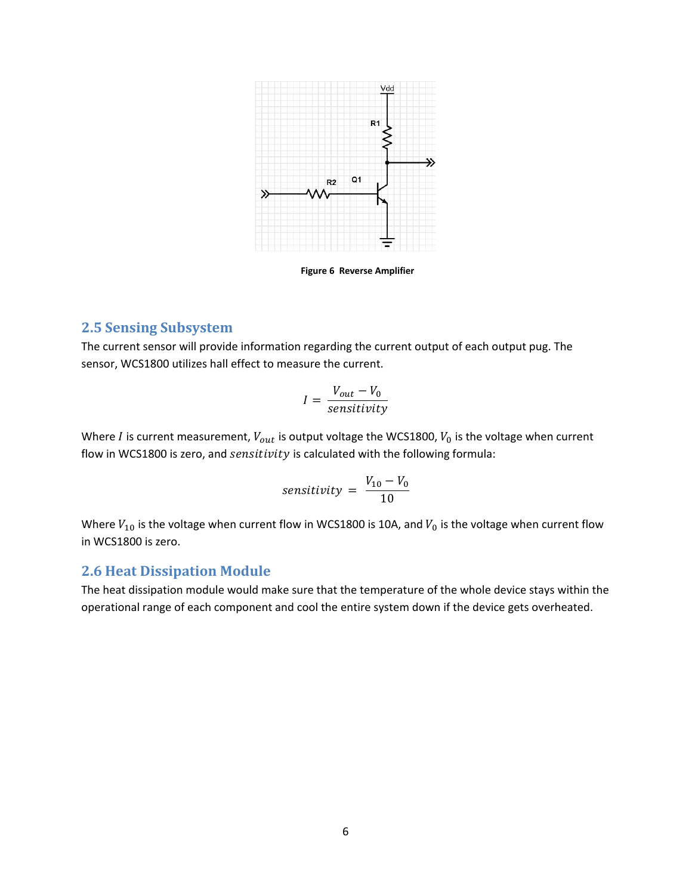Figure 6 Reverse Amplifier

## 2.5 Sensing Subsystem

The current sensor will provide information regarding the current output of each output pug. The sensor, WCS1800 utilizes hall effect to measure the current.

$$I = \frac{V_{out} - V_0}{sensitivity}$$

Where $I$ is current measurement, $V_{out}$ is output voltage the WCS1800, $V_0$ is the voltage when current flow in WCS1800 is zero, and $sensitivity$ is calculated with the following formula:

$$sensitivity = \frac{V_{10} - V_0}{10}$$

Where $V_{10}$ is the voltage when current flow in WCS1800 is 10A, and $V_0$ is the voltage when current flow in WCS1800 is zero.

## 2.6 Heat Dissipation Module

The heat dissipation module would make sure that the temperature of the whole device stays within the operational range of each component and cool the entire system down if the device gets overheated.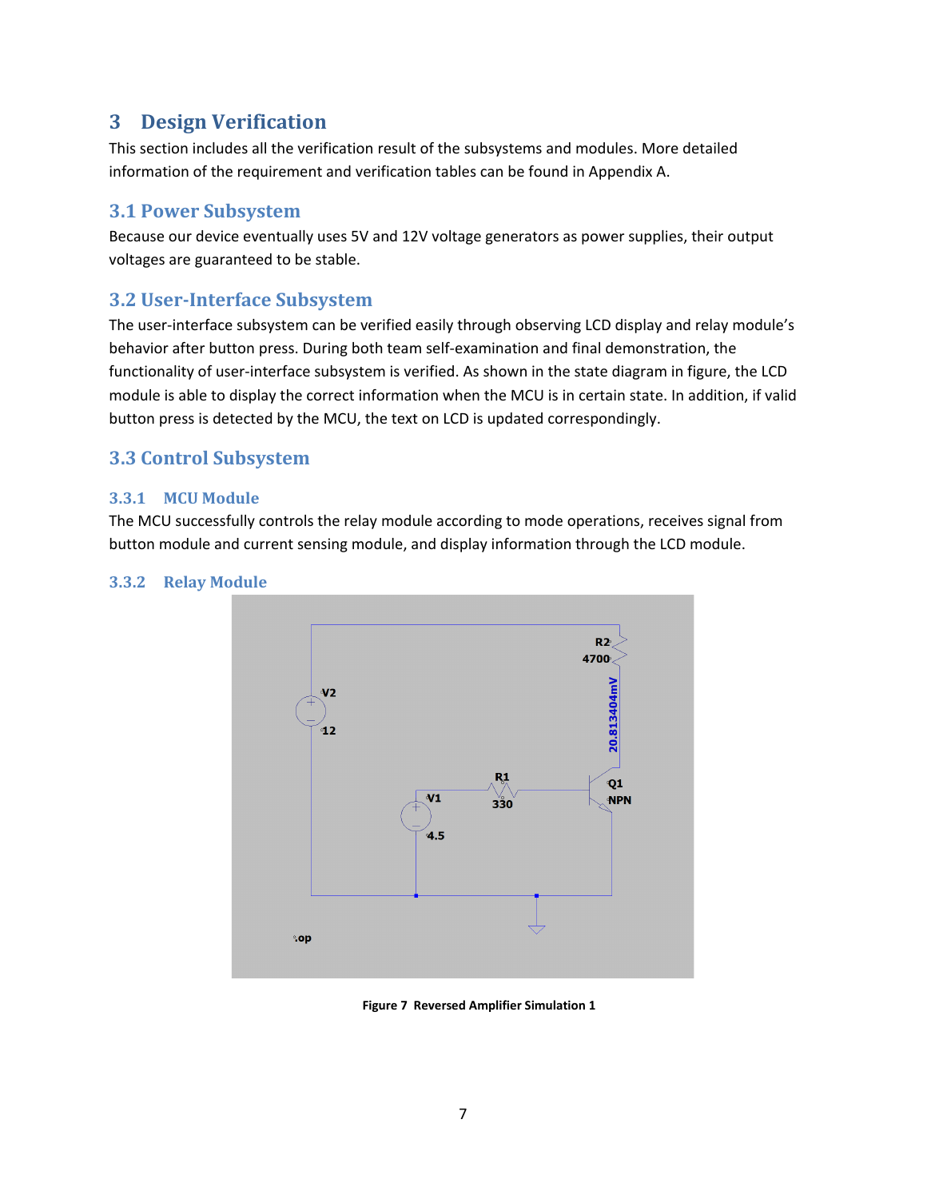## 3 Design Verification

This section includes all the verification result of the subsystems and modules. More detailed information of the requirement and verification tables can be found in Appendix A.

### 3.1 Power Subsystem

Because our device eventually uses 5V and 12V voltage generators as power supplies, their output voltages are guaranteed to be stable.

### 3.2 User-Interface Subsystem

The user-interface subsystem can be verified easily through observing LCD display and relay module's behavior after button press. During both team self-examination and final demonstration, the functionality of user-interface subsystem is verified. As shown in the state diagram in figure, the LCD module is able to display the correct information when the MCU is in certain state. In addition, if valid button press is detected by the MCU, the text on LCD is updated correspondingly.

### 3.3 Control Subsystem

#### 3.3.1 MCU Module

The MCU successfully controls the relay module according to mode operations, receives signal from button module and current sensing module, and display information through the LCD module.

#### 3.3.2 Relay Module

**Figure 7 Reversed Amplifier Simulation 1**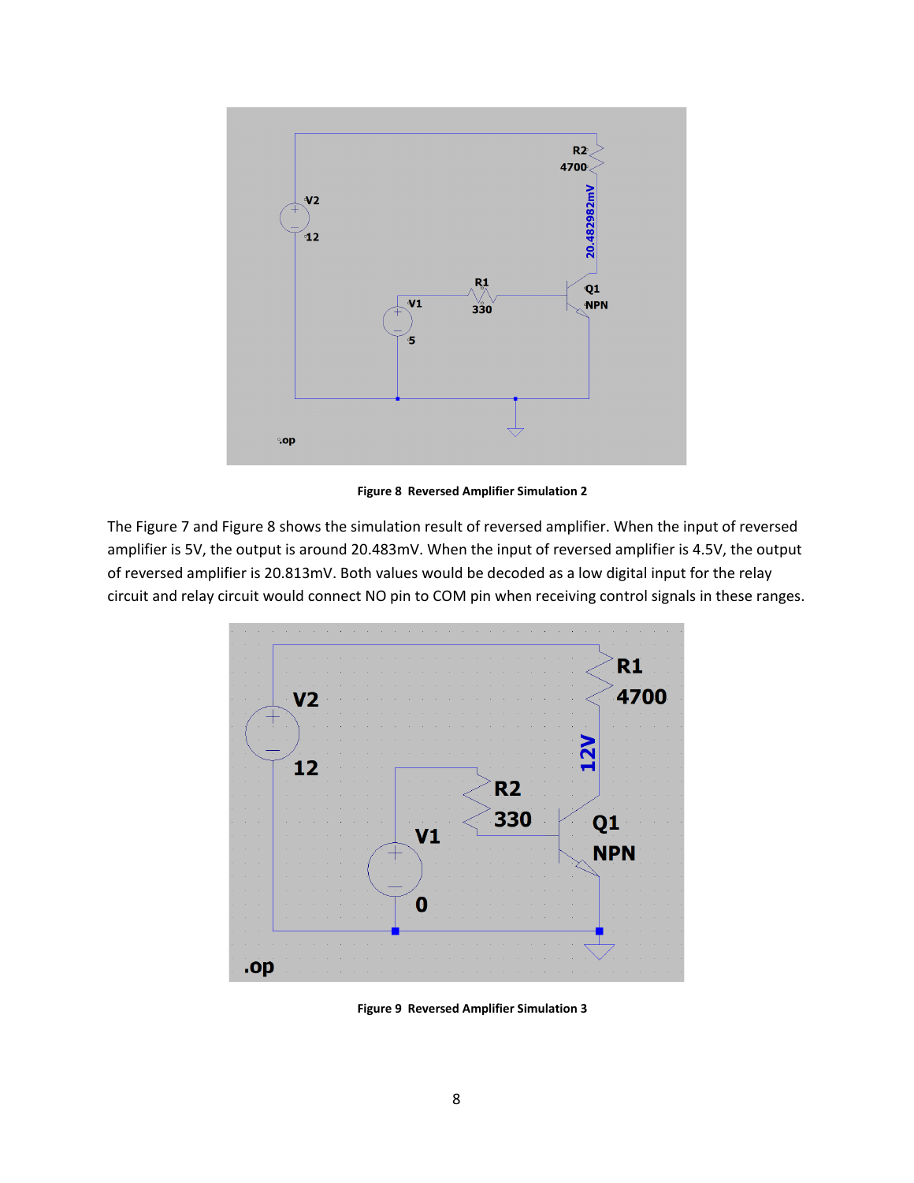Figure 8 Reversed Amplifier Simulation 2

The Figure 7 and Figure 8 shows the simulation result of reversed amplifier. When the input of reversed amplifier is 5V, the output is around 20.483mV. When the input of reversed amplifier is 4.5V, the output of reversed amplifier is 20.813mV. Both values would be decoded as a low digital input for the relay circuit and relay circuit would connect NO pin to COM pin when receiving control signals in these ranges.

Figure 9 Reversed Amplifier Simulation 3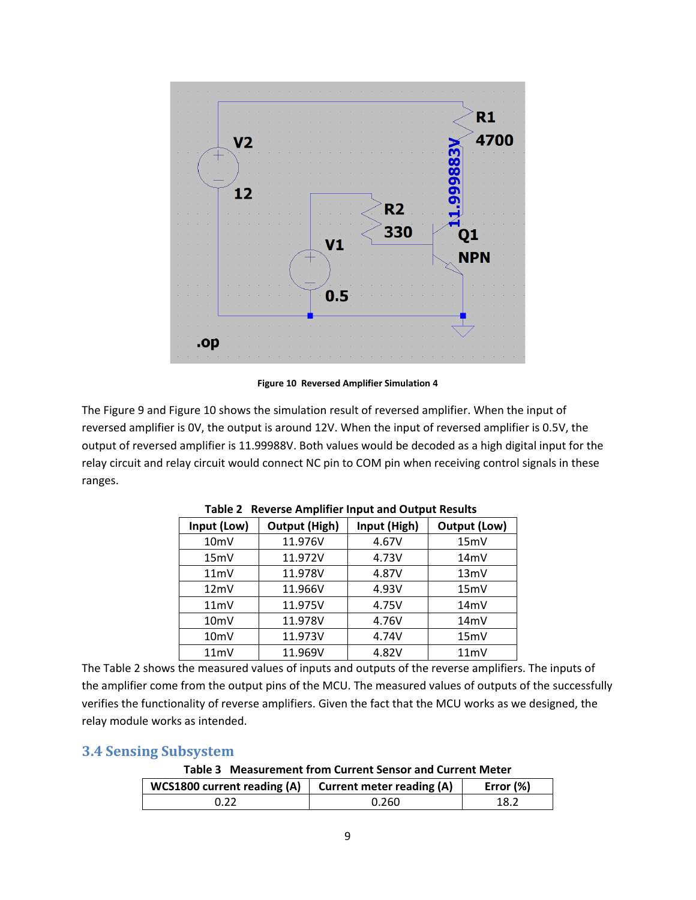Figure 10 Reversed Amplifier Simulation 4

The Figure 9 and Figure 10 shows the simulation result of reversed amplifier. When the input of reversed amplifier is 0V, the output is around 12V. When the input of reversed amplifier is 0.5V, the output of reversed amplifier is 11.99988V. Both values would be decoded as a high digital input for the relay circuit and relay circuit would connect NC pin to COM pin when receiving control signals in these ranges.

**Table 2 Reverse Amplifier Input and Output Results**

| Input (Low) | Output (High) | Input (High) | Output (Low) |
|---|---|---|---|
| 10mV | 11.976V | 4.67V | 15mV |
| 15mV | 11.972V | 4.73V | 14mV |
| 11mV | 11.978V | 4.87V | 13mV |
| 12mV | 11.966V | 4.93V | 15mV |
| 11mV | 11.975V | 4.75V | 14mV |
| 10mV | 11.978V | 4.76V | 14mV |
| 10mV | 11.973V | 4.74V | 15mV |
| 11mV | 11.969V | 4.82V | 11mV |

The Table 2 shows the measured values of inputs and outputs of the reverse amplifiers. The inputs of the amplifier come from the output pins of the MCU. The measured values of outputs of the successfully verifies the functionality of reverse amplifiers. Given the fact that the MCU works as we designed, the relay module works as intended.

## 3.4 Sensing Subsystem

**Table 3 Measurement from Current Sensor and Current Meter**

| WCS1800 current reading (A) | Current meter reading (A) | Error (%) |
|---|---|---|
| 0.22 | 0.260 | 18.2 |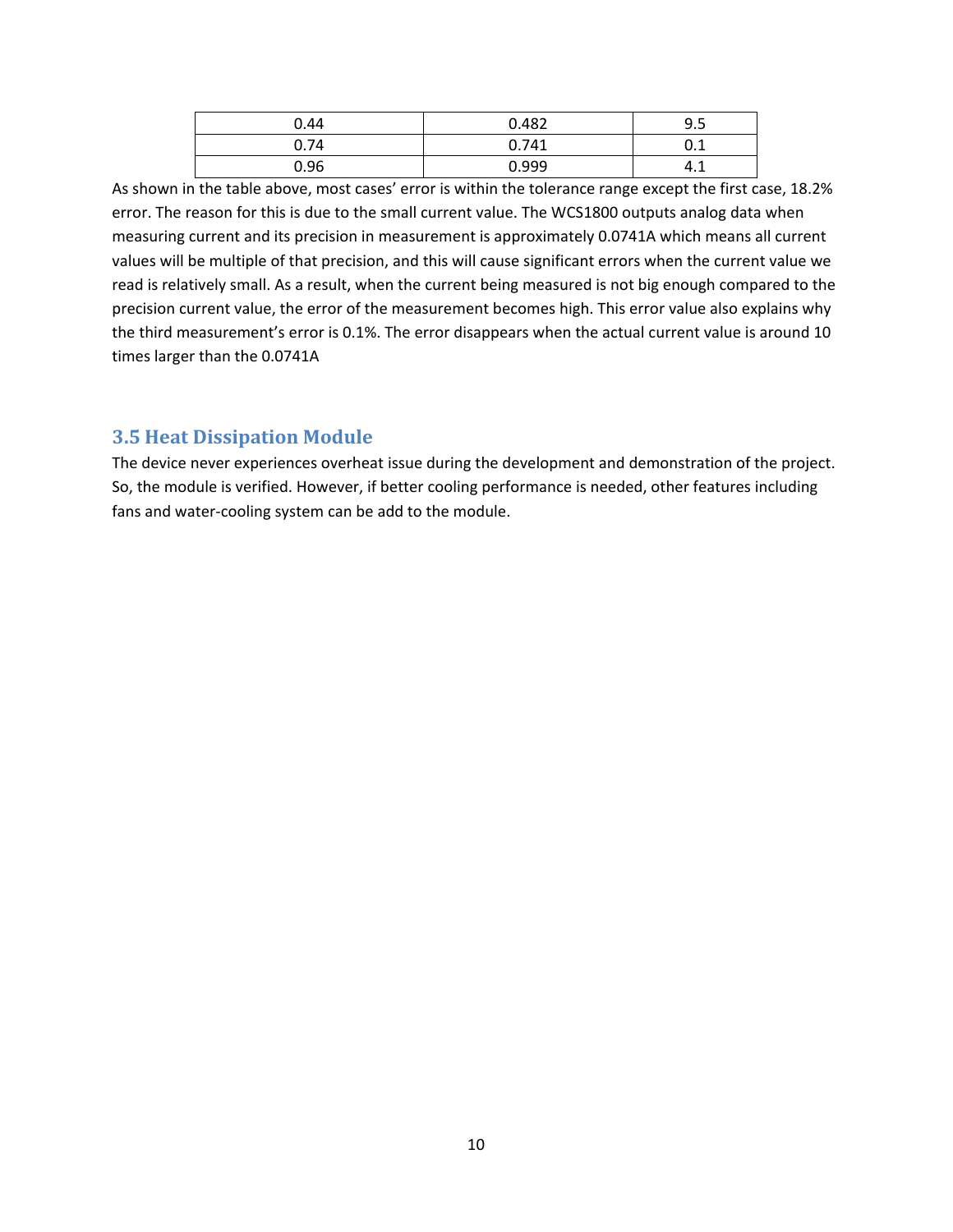| 0.44 | 0.482 | 9.5 |
| --- | --- | --- |
| 0.74 | 0.741 | 0.1 |
| 0.96 | 0.999 | 4.1 |

As shown in the table above, most cases' error is within the tolerance range except the first case, 18.2% error. The reason for this is due to the small current value. The WCS1800 outputs analog data when measuring current and its precision in measurement is approximately 0.0741A which means all current values will be multiple of that precision, and this will cause significant errors when the current value we read is relatively small. As a result, when the current being measured is not big enough compared to the precision current value, the error of the measurement becomes high. This error value also explains why the third measurement's error is 0.1%. The error disappears when the actual current value is around 10 times larger than the 0.0741A

## 3.5 Heat Dissipation Module

The device never experiences overheat issue during the development and demonstration of the project. So, the module is verified. However, if better cooling performance is needed, other features including fans and water-cooling system can be add to the module.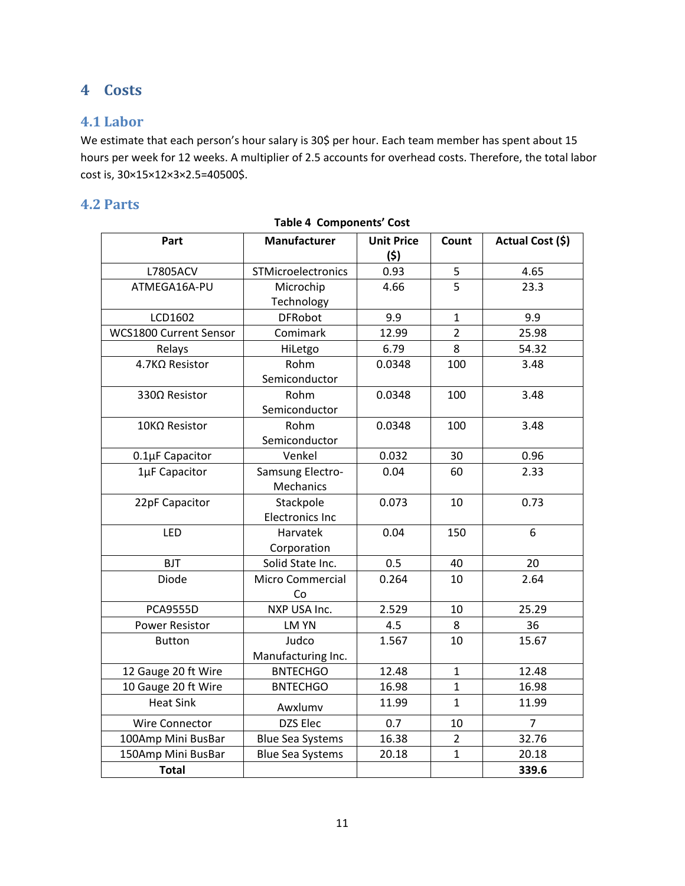# 4 Costs

## 4.1 Labor

We estimate that each person's hour salary is 30$ per hour. Each team member has spent about 15 hours per week for 12 weeks. A multiplier of 2.5 accounts for overhead costs. Therefore, the total labor cost is, 30×15×12×3×2.5=40500$.

## 4.2 Parts

**Table 4 Components' Cost**

| Part | Manufacturer | Unit Price ($) | Count | Actual Cost ($) |
|---|---|---|---|---|
| L7805ACV | STMicroelectronics | 0.93 | 5 | 4.65 |
| ATMEGA16A-PU | Microchip Technology | 4.66 | 5 | 23.3 |
| LCD1602 | DFRobot | 9.9 | 1 | 9.9 |
| WCS1800 Current Sensor | Comimark | 12.99 | 2 | 25.98 |
| Relays | HiLetgo | 6.79 | 8 | 54.32 |
| 4.7KΩ Resistor | Rohm Semiconductor | 0.0348 | 100 | 3.48 |
| 330Ω Resistor | Rohm Semiconductor | 0.0348 | 100 | 3.48 |
| 10KΩ Resistor | Rohm Semiconductor | 0.0348 | 100 | 3.48 |
| 0.1μF Capacitor | Venkel | 0.032 | 30 | 0.96 |
| 1μF Capacitor | Samsung Electro-Mechanics | 0.04 | 60 | 2.33 |
| 22pF Capacitor | Stackpole Electronics Inc | 0.073 | 10 | 0.73 |
| LED | Harvatek Corporation | 0.04 | 150 | 6 |
| BJT | Solid State Inc. | 0.5 | 40 | 20 |
| Diode | Micro Commercial Co | 0.264 | 10 | 2.64 |
| PCA9555D | NXP USA Inc. | 2.529 | 10 | 25.29 |
| Power Resistor | LM YN | 4.5 | 8 | 36 |
| Button | Judco Manufacturing Inc. | 1.567 | 10 | 15.67 |
| 12 Gauge 20 ft Wire | BNTECHGO | 12.48 | 1 | 12.48 |
| 10 Gauge 20 ft Wire | BNTECHGO | 16.98 | 1 | 16.98 |
| Heat Sink | Awxlumv | 11.99 | 1 | 11.99 |
| Wire Connector | DZS Elec | 0.7 | 10 | 7 |
| 100Amp Mini BusBar | Blue Sea Systems | 16.38 | 2 | 32.76 |
| 150Amp Mini BusBar | Blue Sea Systems | 20.18 | 1 | 20.18 |
| **Total** | | | | **339.6** |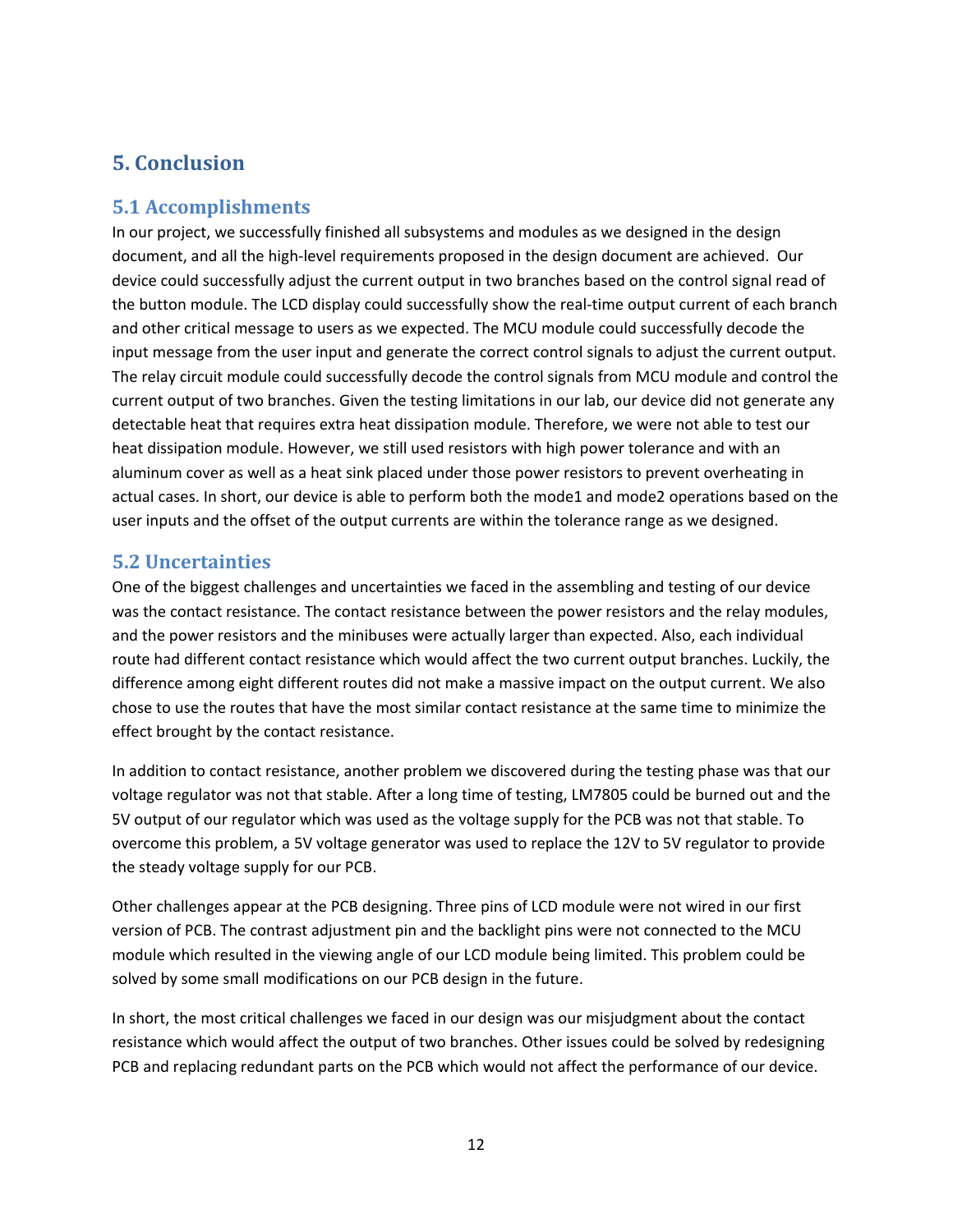## 5. Conclusion

### 5.1 Accomplishments

In our project, we successfully finished all subsystems and modules as we designed in the design document, and all the high-level requirements proposed in the design document are achieved. Our device could successfully adjust the current output in two branches based on the control signal read of the button module. The LCD display could successfully show the real-time output current of each branch and other critical message to users as we expected. The MCU module could successfully decode the input message from the user input and generate the correct control signals to adjust the current output. The relay circuit module could successfully decode the control signals from MCU module and control the current output of two branches. Given the testing limitations in our lab, our device did not generate any detectable heat that requires extra heat dissipation module. Therefore, we were not able to test our heat dissipation module. However, we still used resistors with high power tolerance and with an aluminum cover as well as a heat sink placed under those power resistors to prevent overheating in actual cases. In short, our device is able to perform both the mode1 and mode2 operations based on the user inputs and the offset of the output currents are within the tolerance range as we designed.

### 5.2 Uncertainties

One of the biggest challenges and uncertainties we faced in the assembling and testing of our device was the contact resistance. The contact resistance between the power resistors and the relay modules, and the power resistors and the minibuses were actually larger than expected. Also, each individual route had different contact resistance which would affect the two current output branches. Luckily, the difference among eight different routes did not make a massive impact on the output current. We also chose to use the routes that have the most similar contact resistance at the same time to minimize the effect brought by the contact resistance.

In addition to contact resistance, another problem we discovered during the testing phase was that our voltage regulator was not that stable. After a long time of testing, LM7805 could be burned out and the 5V output of our regulator which was used as the voltage supply for the PCB was not that stable. To overcome this problem, a 5V voltage generator was used to replace the 12V to 5V regulator to provide the steady voltage supply for our PCB.

Other challenges appear at the PCB designing. Three pins of LCD module were not wired in our first version of PCB. The contrast adjustment pin and the backlight pins were not connected to the MCU module which resulted in the viewing angle of our LCD module being limited. This problem could be solved by some small modifications on our PCB design in the future.

In short, the most critical challenges we faced in our design was our misjudgment about the contact resistance which would affect the output of two branches. Other issues could be solved by redesigning PCB and replacing redundant parts on the PCB which would not affect the performance of our device.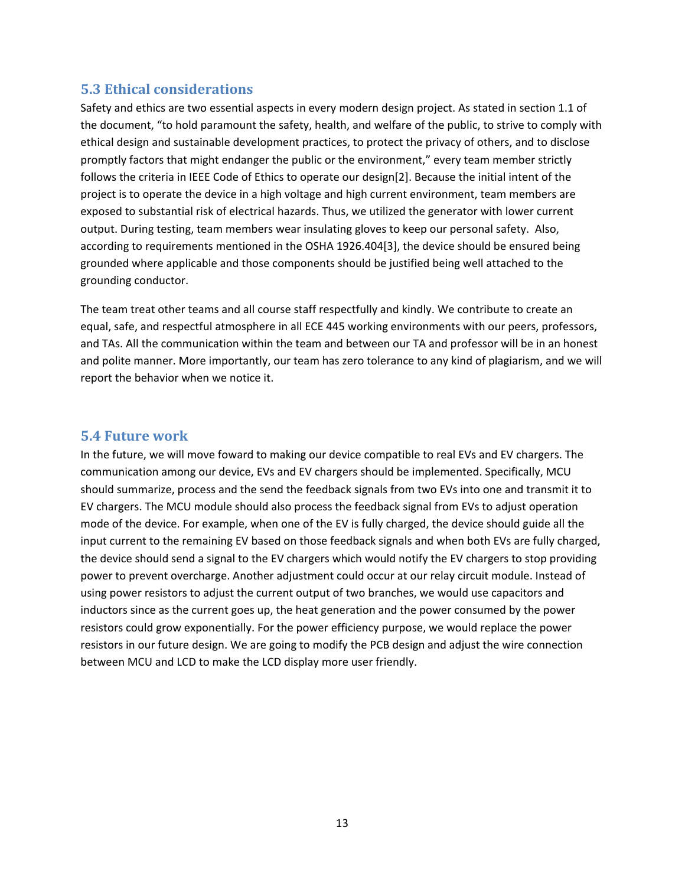### 5.3 Ethical considerations

Safety and ethics are two essential aspects in every modern design project. As stated in section 1.1 of the document, "to hold paramount the safety, health, and welfare of the public, to strive to comply with ethical design and sustainable development practices, to protect the privacy of others, and to disclose promptly factors that might endanger the public or the environment," every team member strictly follows the criteria in IEEE Code of Ethics to operate our design[2]. Because the initial intent of the project is to operate the device in a high voltage and high current environment, team members are exposed to substantial risk of electrical hazards. Thus, we utilized the generator with lower current output. During testing, team members wear insulating gloves to keep our personal safety. Also, according to requirements mentioned in the OSHA 1926.404[3], the device should be ensured being grounded where applicable and those components should be justified being well attached to the grounding conductor.

The team treat other teams and all course staff respectfully and kindly. We contribute to create an equal, safe, and respectful atmosphere in all ECE 445 working environments with our peers, professors, and TAs. All the communication within the team and between our TA and professor will be in an honest and polite manner. More importantly, our team has zero tolerance to any kind of plagiarism, and we will report the behavior when we notice it.

### 5.4 Future work

In the future, we will move foward to making our device compatible to real EVs and EV chargers. The communication among our device, EVs and EV chargers should be implemented. Specifically, MCU should summarize, process and the send the feedback signals from two EVs into one and transmit it to EV chargers. The MCU module should also process the feedback signal from EVs to adjust operation mode of the device. For example, when one of the EV is fully charged, the device should guide all the input current to the remaining EV based on those feedback signals and when both EVs are fully charged, the device should send a signal to the EV chargers which would notify the EV chargers to stop providing power to prevent overcharge. Another adjustment could occur at our relay circuit module. Instead of using power resistors to adjust the current output of two branches, we would use capacitors and inductors since as the current goes up, the heat generation and the power consumed by the power resistors could grow exponentially. For the power efficiency purpose, we would replace the power resistors in our future design. We are going to modify the PCB design and adjust the wire connection between MCU and LCD to make the LCD display more user friendly.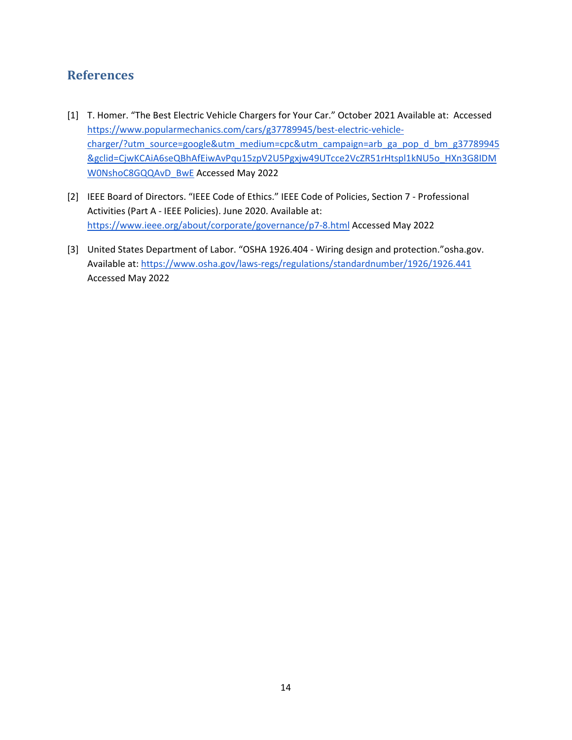## References

[1] T. Homer. "The Best Electric Vehicle Chargers for Your Car." October 2021 Available at: Accessed https://www.popularmechanics.com/cars/g37789945/best-electric-vehicle-charger/?utm_source=google&utm_medium=cpc&utm_campaign=arb_ga_pop_d_bm_g37789945&gclid=CjwKCAiA6seQBhAfEiwAvPqu15zpV2U5Pgxjw49UTcce2VcZR51rHtspl1kNU5o_HXn3G8IDMW0NshoC8GQQAvD_BwE Accessed May 2022

[2] IEEE Board of Directors. "IEEE Code of Ethics." IEEE Code of Policies, Section 7 - Professional Activities (Part A - IEEE Policies). June 2020. Available at: https://www.ieee.org/about/corporate/governance/p7-8.html Accessed May 2022

[3] United States Department of Labor. "OSHA 1926.404 - Wiring design and protection."osha.gov. Available at: https://www.osha.gov/laws-regs/regulations/standardnumber/1926/1926.441 Accessed May 2022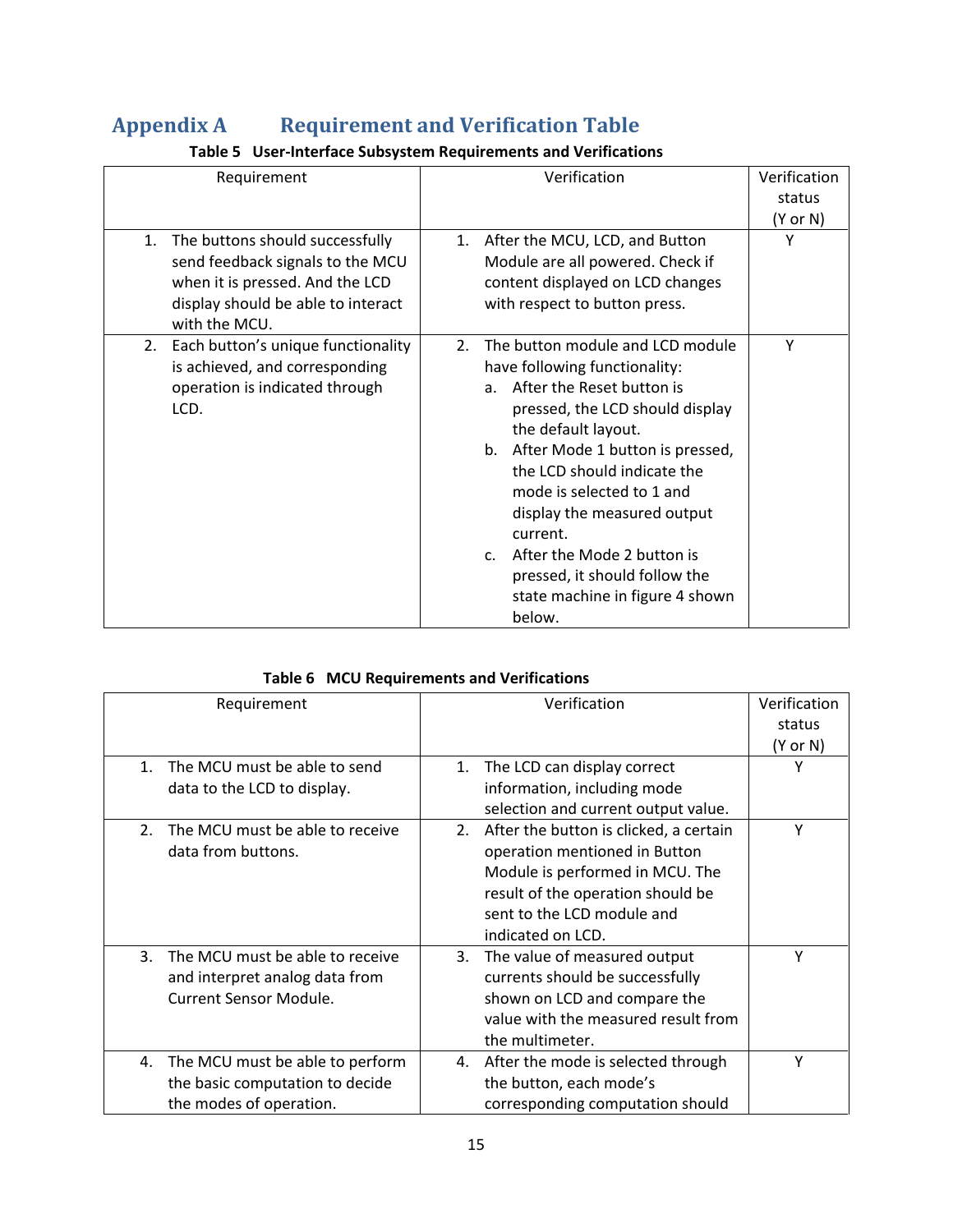# Appendix A Requirement and Verification Table

**Table 5 User-Interface Subsystem Requirements and Verifications**

| Requirement | Verification | Verification status (Y or N) |
|---|---|---|
| 1. The buttons should successfully send feedback signals to the MCU when it is pressed. And the LCD display should be able to interact with the MCU. | 1. After the MCU, LCD, and Button Module are all powered. Check if content displayed on LCD changes with respect to button press. | Y |
| 2. Each button's unique functionality is achieved, and corresponding operation is indicated through LCD. | 2. The button module and LCD module have following functionality: a. After the Reset button is pressed, the LCD should display the default layout. b. After Mode 1 button is pressed, the LCD should indicate the mode is selected to 1 and display the measured output current. c. After the Mode 2 button is pressed, it should follow the state machine in figure 4 shown below. | Y |

**Table 6 MCU Requirements and Verifications**

| Requirement | Verification | Verification status (Y or N) |
|---|---|---|
| 1. The MCU must be able to send data to the LCD to display. | 1. The LCD can display correct information, including mode selection and current output value. | Y |
| 2. The MCU must be able to receive data from buttons. | 2. After the button is clicked, a certain operation mentioned in Button Module is performed in MCU. The result of the operation should be sent to the LCD module and indicated on LCD. | Y |
| 3. The MCU must be able to receive and interpret analog data from Current Sensor Module. | 3. The value of measured output currents should be successfully shown on LCD and compare the value with the measured result from the multimeter. | Y |
| 4. The MCU must be able to perform the basic computation to decide the modes of operation. | 4. After the mode is selected through the button, each mode's corresponding computation should | Y |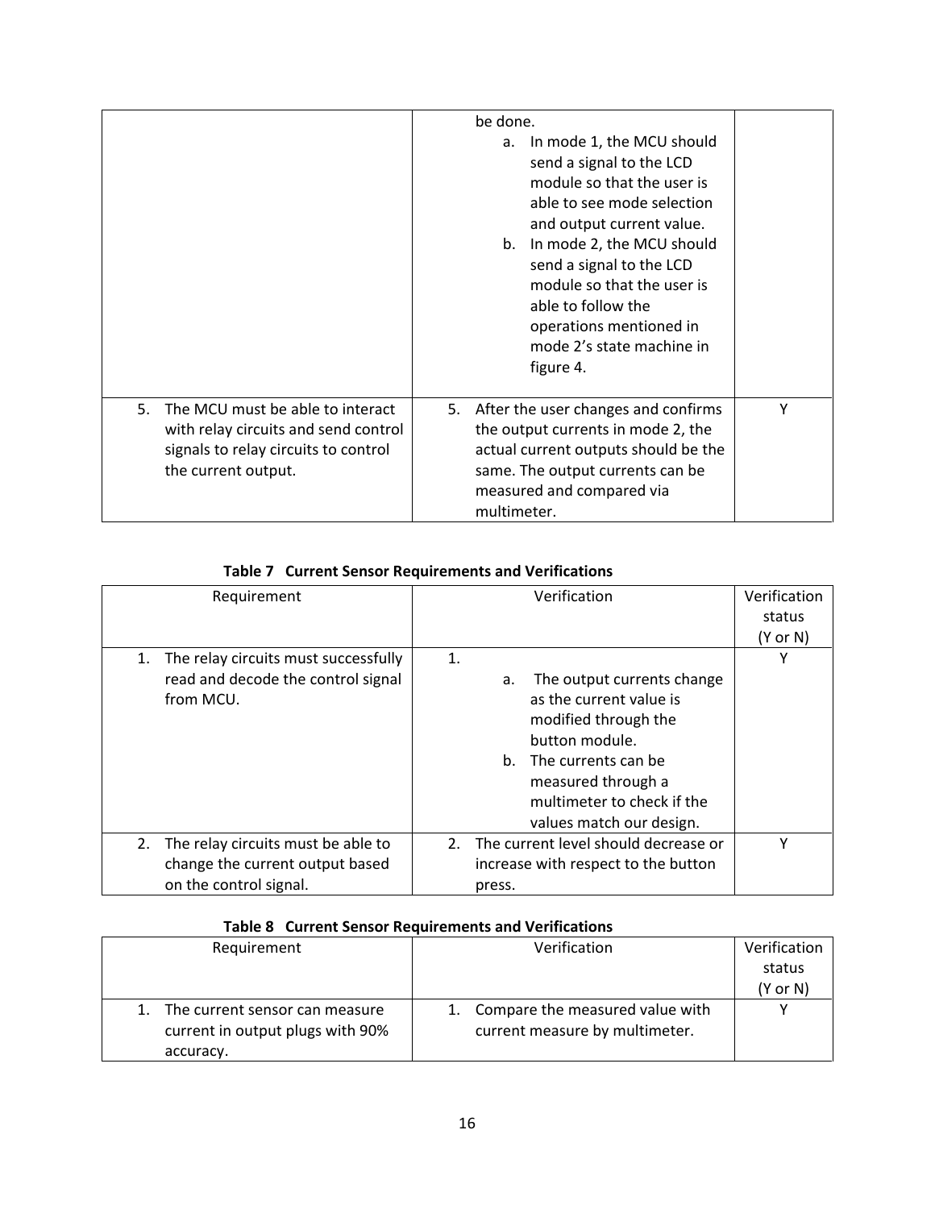| | | |
|---|---|---|
| | be done.<br>a. In mode 1, the MCU should send a signal to the LCD module so that the user is able to see mode selection and output current value.<br>b. In mode 2, the MCU should send a signal to the LCD module so that the user is able to follow the operations mentioned in mode 2's state machine in figure 4. | |
| 5. The MCU must be able to interact with relay circuits and send control signals to relay circuits to control the current output. | 5. After the user changes and confirms the output currents in mode 2, the actual current outputs should be the same. The output currents can be measured and compared via multimeter. | Y |

**Table 7 Current Sensor Requirements and Verifications**

| Requirement | Verification | Verification status (Y or N) |
|---|---|---|
| 1. The relay circuits must successfully read and decode the control signal from MCU. | 1.<br>a. The output currents change as the current value is modified through the button module.<br>b. The currents can be measured through a multimeter to check if the values match our design. | Y |
| 2. The relay circuits must be able to change the current output based on the control signal. | 2. The current level should decrease or increase with respect to the button press. | Y |

**Table 8 Current Sensor Requirements and Verifications**

| Requirement | Verification | Verification status (Y or N) |
|---|---|---|
| 1. The current sensor can measure current in output plugs with 90% accuracy. | 1. Compare the measured value with current measure by multimeter. | Y |